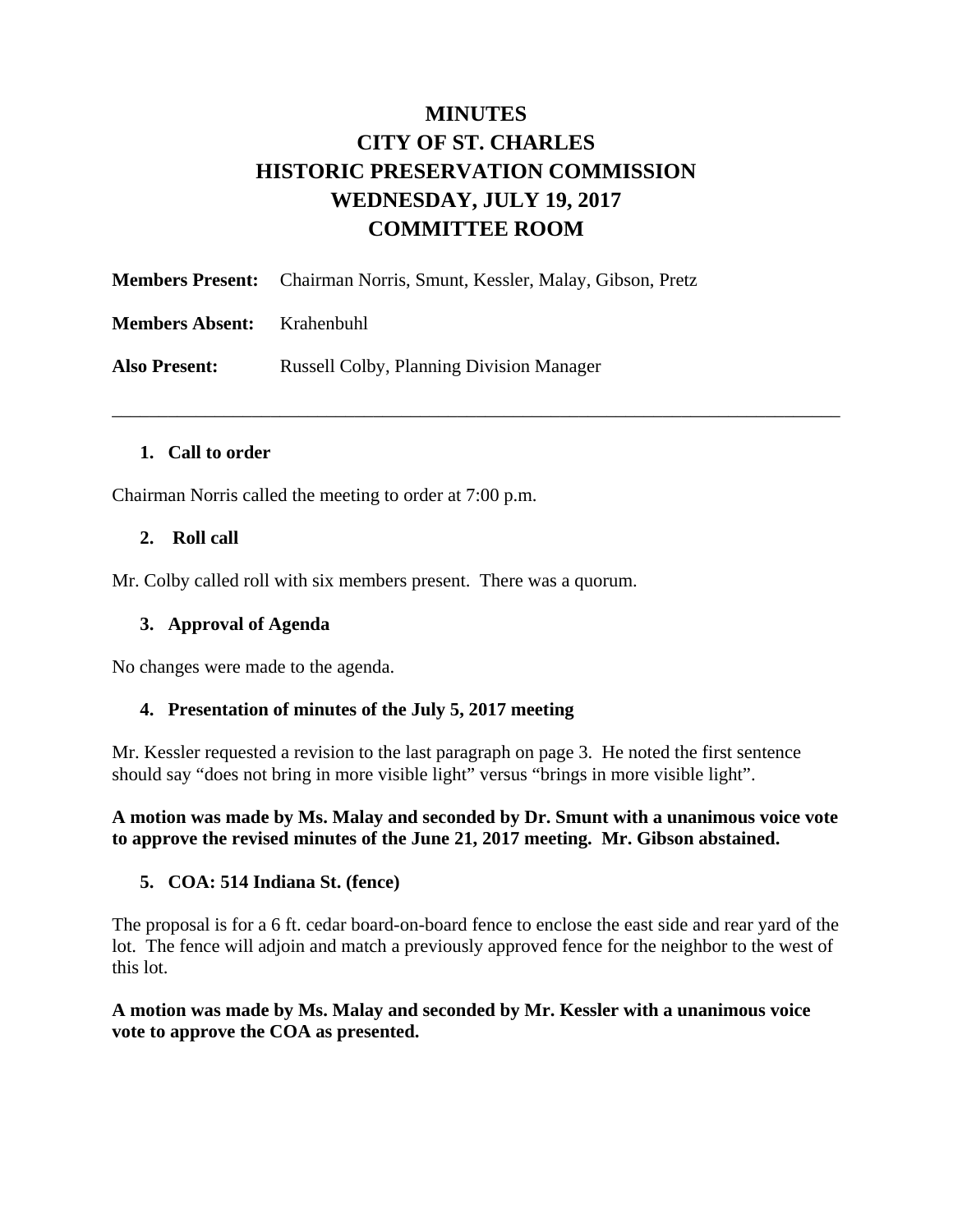# MINUTES
# CITY OF ST. CHARLES
# HISTORIC PRESERVATION COMMISSION
# WEDNESDAY, JULY 19, 2017
# COMMITTEE ROOM

**Members Present:** Chairman Norris, Smunt, Kessler, Malay, Gibson, Pretz

**Members Absent:** Krahenbuhl

**Also Present:** Russell Colby, Planning Division Manager

---

1. **Call to order**

Chairman Norris called the meeting to order at 7:00 p.m.

2. **Roll call**

Mr. Colby called roll with six members present. There was a quorum.

3. **Approval of Agenda**

No changes were made to the agenda.

4. **Presentation of minutes of the July 5, 2017 meeting**

Mr. Kessler requested a revision to the last paragraph on page 3. He noted the first sentence should say "does not bring in more visible light" versus "brings in more visible light".

**A motion was made by Ms. Malay and seconded by Dr. Smunt with a unanimous voice vote to approve the revised minutes of the June 21, 2017 meeting. Mr. Gibson abstained.**

5. **COA: 514 Indiana St. (fence)**

The proposal is for a 6 ft. cedar board-on-board fence to enclose the east side and rear yard of the lot. The fence will adjoin and match a previously approved fence for the neighbor to the west of this lot.

**A motion was made by Ms. Malay and seconded by Mr. Kessler with a unanimous voice vote to approve the COA as presented.**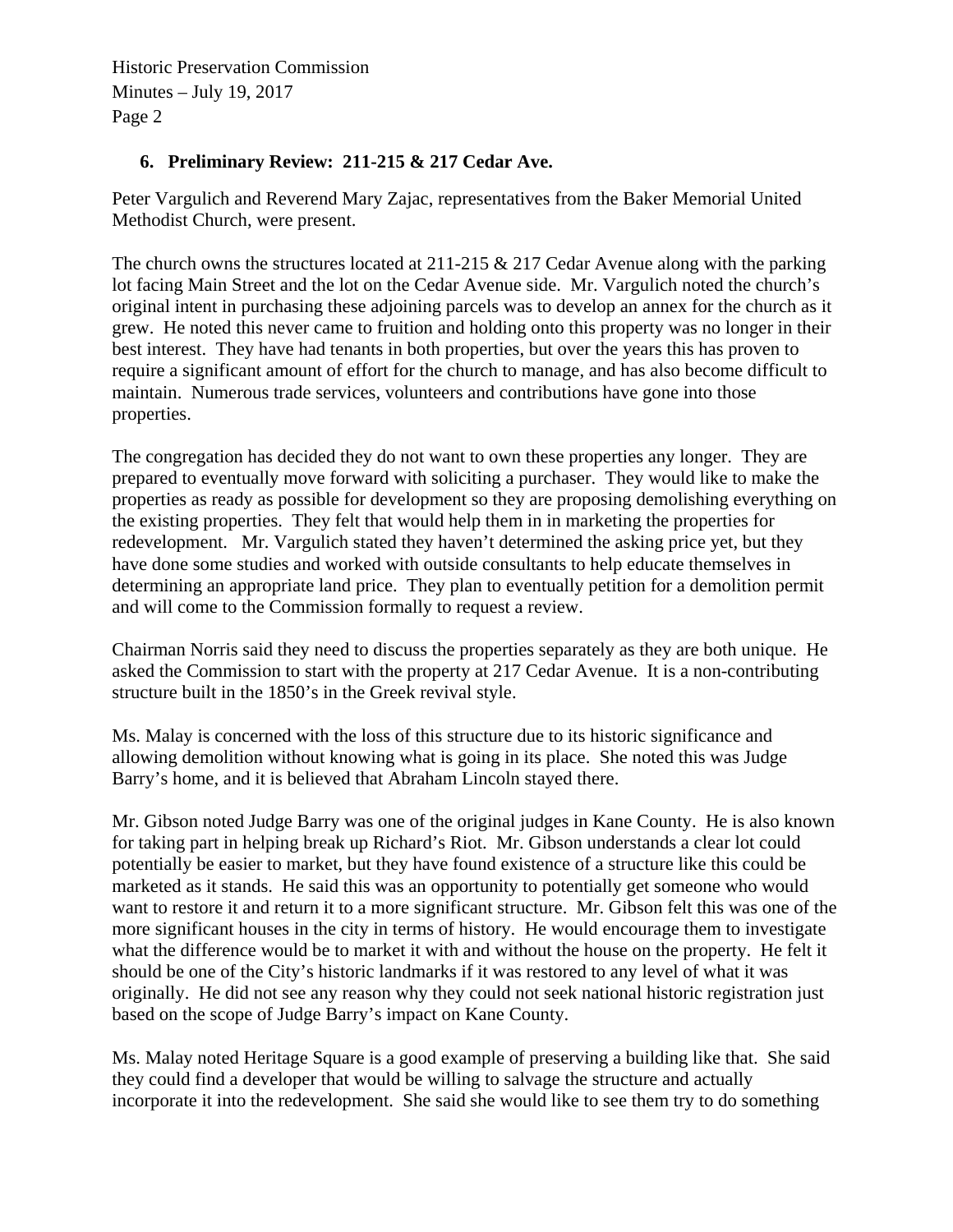### 6. Preliminary Review: 211-215 & 217 Cedar Ave.

Peter Vargulich and Reverend Mary Zajac, representatives from the Baker Memorial United Methodist Church, were present.

The church owns the structures located at 211-215 & 217 Cedar Avenue along with the parking lot facing Main Street and the lot on the Cedar Avenue side. Mr. Vargulich noted the church's original intent in purchasing these adjoining parcels was to develop an annex for the church as it grew. He noted this never came to fruition and holding onto this property was no longer in their best interest. They have had tenants in both properties, but over the years this has proven to require a significant amount of effort for the church to manage, and has also become difficult to maintain. Numerous trade services, volunteers and contributions have gone into those properties.

The congregation has decided they do not want to own these properties any longer. They are prepared to eventually move forward with soliciting a purchaser. They would like to make the properties as ready as possible for development so they are proposing demolishing everything on the existing properties. They felt that would help them in in marketing the properties for redevelopment. Mr. Vargulich stated they haven't determined the asking price yet, but they have done some studies and worked with outside consultants to help educate themselves in determining an appropriate land price. They plan to eventually petition for a demolition permit and will come to the Commission formally to request a review.

Chairman Norris said they need to discuss the properties separately as they are both unique. He asked the Commission to start with the property at 217 Cedar Avenue. It is a non-contributing structure built in the 1850's in the Greek revival style.

Ms. Malay is concerned with the loss of this structure due to its historic significance and allowing demolition without knowing what is going in its place. She noted this was Judge Barry's home, and it is believed that Abraham Lincoln stayed there.

Mr. Gibson noted Judge Barry was one of the original judges in Kane County. He is also known for taking part in helping break up Richard's Riot. Mr. Gibson understands a clear lot could potentially be easier to market, but they have found existence of a structure like this could be marketed as it stands. He said this was an opportunity to potentially get someone who would want to restore it and return it to a more significant structure. Mr. Gibson felt this was one of the more significant houses in the city in terms of history. He would encourage them to investigate what the difference would be to market it with and without the house on the property. He felt it should be one of the City's historic landmarks if it was restored to any level of what it was originally. He did not see any reason why they could not seek national historic registration just based on the scope of Judge Barry's impact on Kane County.

Ms. Malay noted Heritage Square is a good example of preserving a building like that. She said they could find a developer that would be willing to salvage the structure and actually incorporate it into the redevelopment. She said she would like to see them try to do something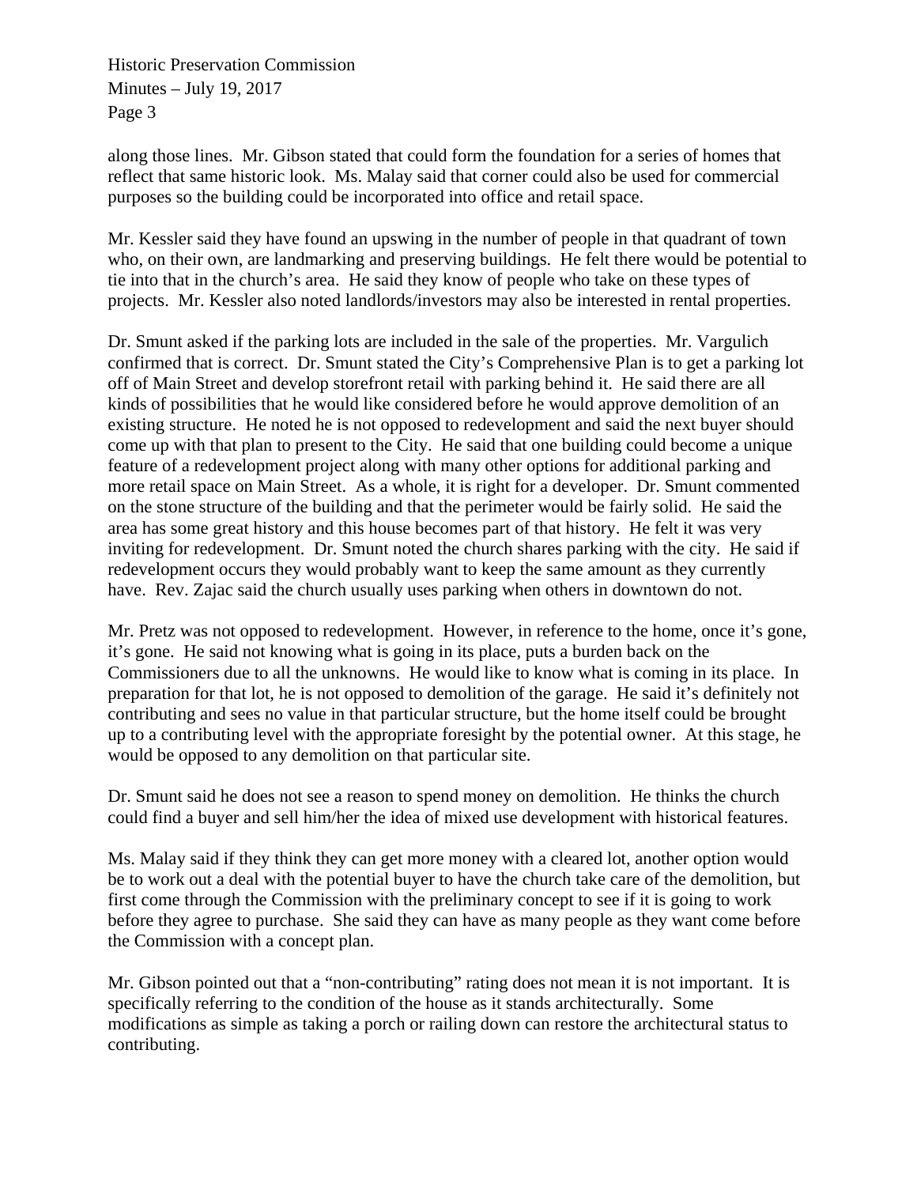along those lines. Mr. Gibson stated that could form the foundation for a series of homes that reflect that same historic look. Ms. Malay said that corner could also be used for commercial purposes so the building could be incorporated into office and retail space.

Mr. Kessler said they have found an upswing in the number of people in that quadrant of town who, on their own, are landmarking and preserving buildings. He felt there would be potential to tie into that in the church's area. He said they know of people who take on these types of projects. Mr. Kessler also noted landlords/investors may also be interested in rental properties.

Dr. Smunt asked if the parking lots are included in the sale of the properties. Mr. Vargulich confirmed that is correct. Dr. Smunt stated the City's Comprehensive Plan is to get a parking lot off of Main Street and develop storefront retail with parking behind it. He said there are all kinds of possibilities that he would like considered before he would approve demolition of an existing structure. He noted he is not opposed to redevelopment and said the next buyer should come up with that plan to present to the City. He said that one building could become a unique feature of a redevelopment project along with many other options for additional parking and more retail space on Main Street. As a whole, it is right for a developer. Dr. Smunt commented on the stone structure of the building and that the perimeter would be fairly solid. He said the area has some great history and this house becomes part of that history. He felt it was very inviting for redevelopment. Dr. Smunt noted the church shares parking with the city. He said if redevelopment occurs they would probably want to keep the same amount as they currently have. Rev. Zajac said the church usually uses parking when others in downtown do not.

Mr. Pretz was not opposed to redevelopment. However, in reference to the home, once it's gone, it's gone. He said not knowing what is going in its place, puts a burden back on the Commissioners due to all the unknowns. He would like to know what is coming in its place. In preparation for that lot, he is not opposed to demolition of the garage. He said it's definitely not contributing and sees no value in that particular structure, but the home itself could be brought up to a contributing level with the appropriate foresight by the potential owner. At this stage, he would be opposed to any demolition on that particular site.

Dr. Smunt said he does not see a reason to spend money on demolition. He thinks the church could find a buyer and sell him/her the idea of mixed use development with historical features.

Ms. Malay said if they think they can get more money with a cleared lot, another option would be to work out a deal with the potential buyer to have the church take care of the demolition, but first come through the Commission with the preliminary concept to see if it is going to work before they agree to purchase. She said they can have as many people as they want come before the Commission with a concept plan.

Mr. Gibson pointed out that a "non-contributing" rating does not mean it is not important. It is specifically referring to the condition of the house as it stands architecturally. Some modifications as simple as taking a porch or railing down can restore the architectural status to contributing.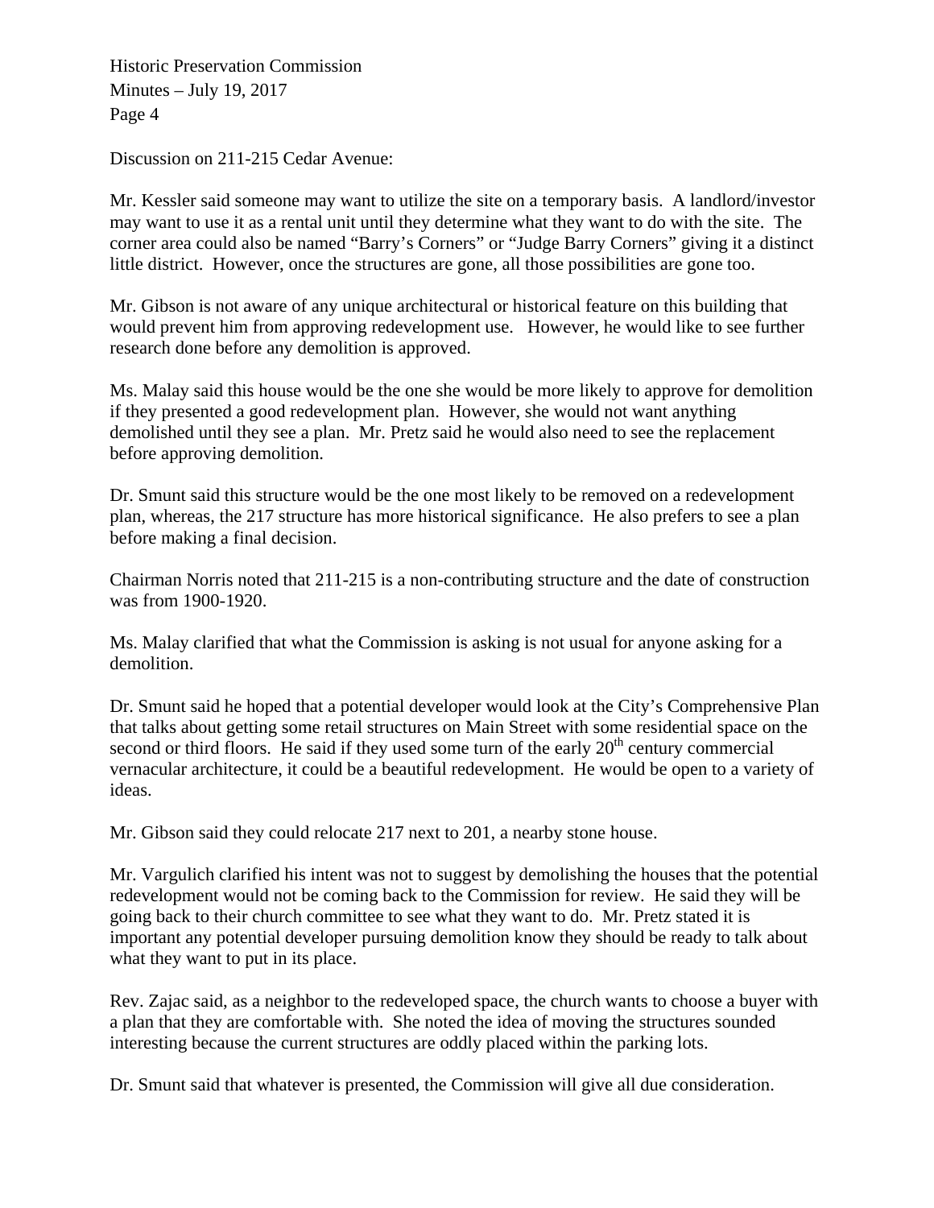Discussion on 211-215 Cedar Avenue:

Mr. Kessler said someone may want to utilize the site on a temporary basis. A landlord/investor may want to use it as a rental unit until they determine what they want to do with the site. The corner area could also be named "Barry's Corners" or "Judge Barry Corners" giving it a distinct little district. However, once the structures are gone, all those possibilities are gone too.

Mr. Gibson is not aware of any unique architectural or historical feature on this building that would prevent him from approving redevelopment use. However, he would like to see further research done before any demolition is approved.

Ms. Malay said this house would be the one she would be more likely to approve for demolition if they presented a good redevelopment plan. However, she would not want anything demolished until they see a plan. Mr. Pretz said he would also need to see the replacement before approving demolition.

Dr. Smunt said this structure would be the one most likely to be removed on a redevelopment plan, whereas, the 217 structure has more historical significance. He also prefers to see a plan before making a final decision.

Chairman Norris noted that 211-215 is a non-contributing structure and the date of construction was from 1900-1920.

Ms. Malay clarified that what the Commission is asking is not usual for anyone asking for a demolition.

Dr. Smunt said he hoped that a potential developer would look at the City's Comprehensive Plan that talks about getting some retail structures on Main Street with some residential space on the second or third floors. He said if they used some turn of the early 20th century commercial vernacular architecture, it could be a beautiful redevelopment. He would be open to a variety of ideas.

Mr. Gibson said they could relocate 217 next to 201, a nearby stone house.

Mr. Vargulich clarified his intent was not to suggest by demolishing the houses that the potential redevelopment would not be coming back to the Commission for review. He said they will be going back to their church committee to see what they want to do. Mr. Pretz stated it is important any potential developer pursuing demolition know they should be ready to talk about what they want to put in its place.

Rev. Zajac said, as a neighbor to the redeveloped space, the church wants to choose a buyer with a plan that they are comfortable with. She noted the idea of moving the structures sounded interesting because the current structures are oddly placed within the parking lots.

Dr. Smunt said that whatever is presented, the Commission will give all due consideration.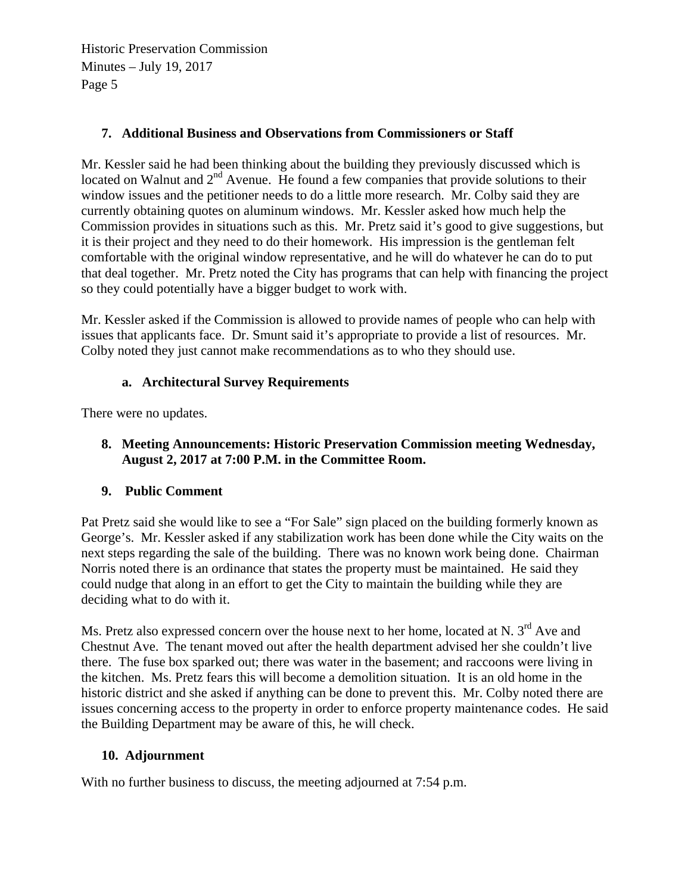## 7. Additional Business and Observations from Commissioners or Staff

Mr. Kessler said he had been thinking about the building they previously discussed which is located on Walnut and 2nd Avenue. He found a few companies that provide solutions to their window issues and the petitioner needs to do a little more research. Mr. Colby said they are currently obtaining quotes on aluminum windows. Mr. Kessler asked how much help the Commission provides in situations such as this. Mr. Pretz said it's good to give suggestions, but it is their project and they need to do their homework. His impression is the gentleman felt comfortable with the original window representative, and he will do whatever he can do to put that deal together. Mr. Pretz noted the City has programs that can help with financing the project so they could potentially have a bigger budget to work with.

Mr. Kessler asked if the Commission is allowed to provide names of people who can help with issues that applicants face. Dr. Smunt said it's appropriate to provide a list of resources. Mr. Colby noted they just cannot make recommendations as to who they should use.

### a. Architectural Survey Requirements

There were no updates.

## 8. Meeting Announcements: Historic Preservation Commission meeting Wednesday, August 2, 2017 at 7:00 P.M. in the Committee Room.

## 9. Public Comment

Pat Pretz said she would like to see a "For Sale" sign placed on the building formerly known as George's. Mr. Kessler asked if any stabilization work has been done while the City waits on the next steps regarding the sale of the building. There was no known work being done. Chairman Norris noted there is an ordinance that states the property must be maintained. He said they could nudge that along in an effort to get the City to maintain the building while they are deciding what to do with it.

Ms. Pretz also expressed concern over the house next to her home, located at N. 3rd Ave and Chestnut Ave. The tenant moved out after the health department advised her she couldn't live there. The fuse box sparked out; there was water in the basement; and raccoons were living in the kitchen. Ms. Pretz fears this will become a demolition situation. It is an old home in the historic district and she asked if anything can be done to prevent this. Mr. Colby noted there are issues concerning access to the property in order to enforce property maintenance codes. He said the Building Department may be aware of this, he will check.

## 10. Adjournment

With no further business to discuss, the meeting adjourned at 7:54 p.m.